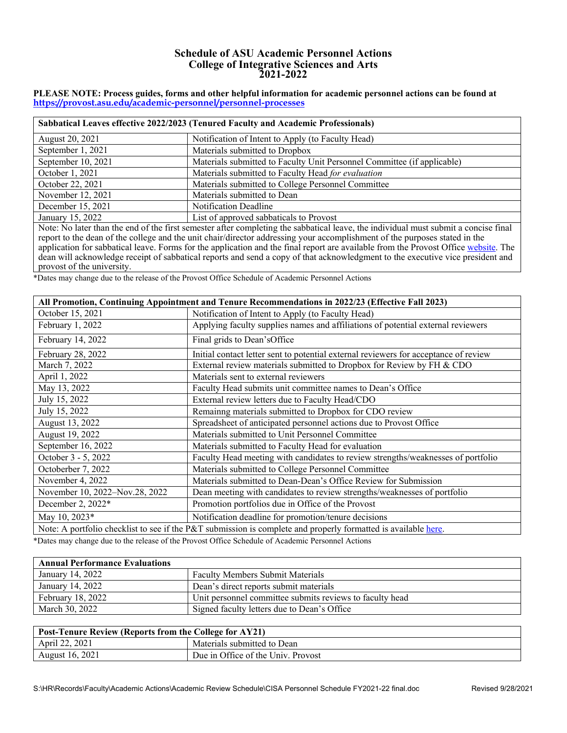# Schedule of ASU Academic Personnel Actions
# College of Integrative Sciences and Arts
# 2021-2022

**PLEASE NOTE: Process guides, forms and other helpful information for academic personnel actions can be found at [https://provost.asu.edu/academic-personnel/personnel-processes](https://provost.asu.edu/academic-personnel/personnel-processes)**

| **Sabbatical Leaves effective 2022/2023 (Tenured Faculty and Academic Professionals)** | |
|---|---|
| August 20, 2021 | Notification of Intent to Apply (to Faculty Head) |
| September 1, 2021 | Materials submitted to Dropbox |
| September 10, 2021 | Materials submitted to Faculty Unit Personnel Committee (if applicable) |
| October 1, 2021 | Materials submitted to Faculty Head *for evaluation* |
| October 22, 2021 | Materials submitted to College Personnel Committee |
| November 12, 2021 | Materials submitted to Dean |
| December 15, 2021 | Notification Deadline |
| January 15, 2022 | List of approved sabbaticals to Provost |
| Note: No later than the end of the first semester after completing the sabbatical leave, the individual must submit a concise final report to the dean of the college and the unit chair/director addressing your accomplishment of the purposes stated in the application for sabbatical leave. Forms for the application and the final report are available from the Provost Office website. The dean will acknowledge receipt of sabbatical reports and send a copy of that acknowledgment to the executive vice president and provost of the university. | |

*Dates may change due to the release of the Provost Office Schedule of Academic Personnel Actions

| **All Promotion, Continuing Appointment and Tenure Recommendations in 2022/23 (Effective Fall 2023)** | |
|---|---|
| October 15, 2021 | Notification of Intent to Apply (to Faculty Head) |
| February 1, 2022 | Applying faculty supplies names and affiliations of potential external reviewers |
| February 14, 2022 | Final grids to Dean'sOffice |
| February 28, 2022 | Initial contact letter sent to potential external reviewers for acceptance of review |
| March 7, 2022 | External review materials submitted to Dropbox for Review by FH & CDO |
| April 1, 2022 | Materials sent to external reviewers |
| May 13, 2022 | Faculty Head submits unit committee names to Dean's Office |
| July 15, 2022 | External review letters due to Faculty Head/CDO |
| July 15, 2022 | Remainng materials submitted to Dropbox for CDO review |
| August 13, 2022 | Spreadsheet of anticipated personnel actions due to Provost Office |
| August 19, 2022 | Materials submitted to Unit Personnel Committee |
| September 16, 2022 | Materials submitted to Faculty Head for evaluation |
| October 3 - 5, 2022 | Faculty Head meeting with candidates to review strengths/weaknesses of portfolio |
| Octoberber 7, 2022 | Materials submitted to College Personnel Committee |
| November 4, 2022 | Materials submitted to Dean-Dean's Office Review for Submission |
| November 10, 2022–Nov.28, 2022 | Dean meeting with candidates to review strengths/weaknesses of portfolio |
| December 2, 2022* | Promotion portfolios due in Office of the Provost |
| May 10, 2023* | Notification deadline for promotion/tenure decisions |
| Note: A portfolio checklist to see if the P&T submission is complete and properly formatted is available here. | |

*Dates may change due to the release of the Provost Office Schedule of Academic Personnel Actions

| **Annual Performance Evaluations** | |
|---|---|
| January 14, 2022 | Faculty Members Submit Materials |
| January 14, 2022 | Dean's direct reports submit materials |
| February 18, 2022 | Unit personnel committee submits reviews to faculty head |
| March 30, 2022 | Signed faculty letters due to Dean's Office |

| **Post-Tenure Review (Reports from the College for AY21)** | |
|---|---|
| April 22, 2021 | Materials submitted to Dean |
| August 16, 2021 | Due in Office of the Univ. Provost |

S:\HR\Records\Faculty\Academic Actions\Academic Review Schedule\CISA Personnel Schedule FY2021-22 final.doc Revised 9/28/2021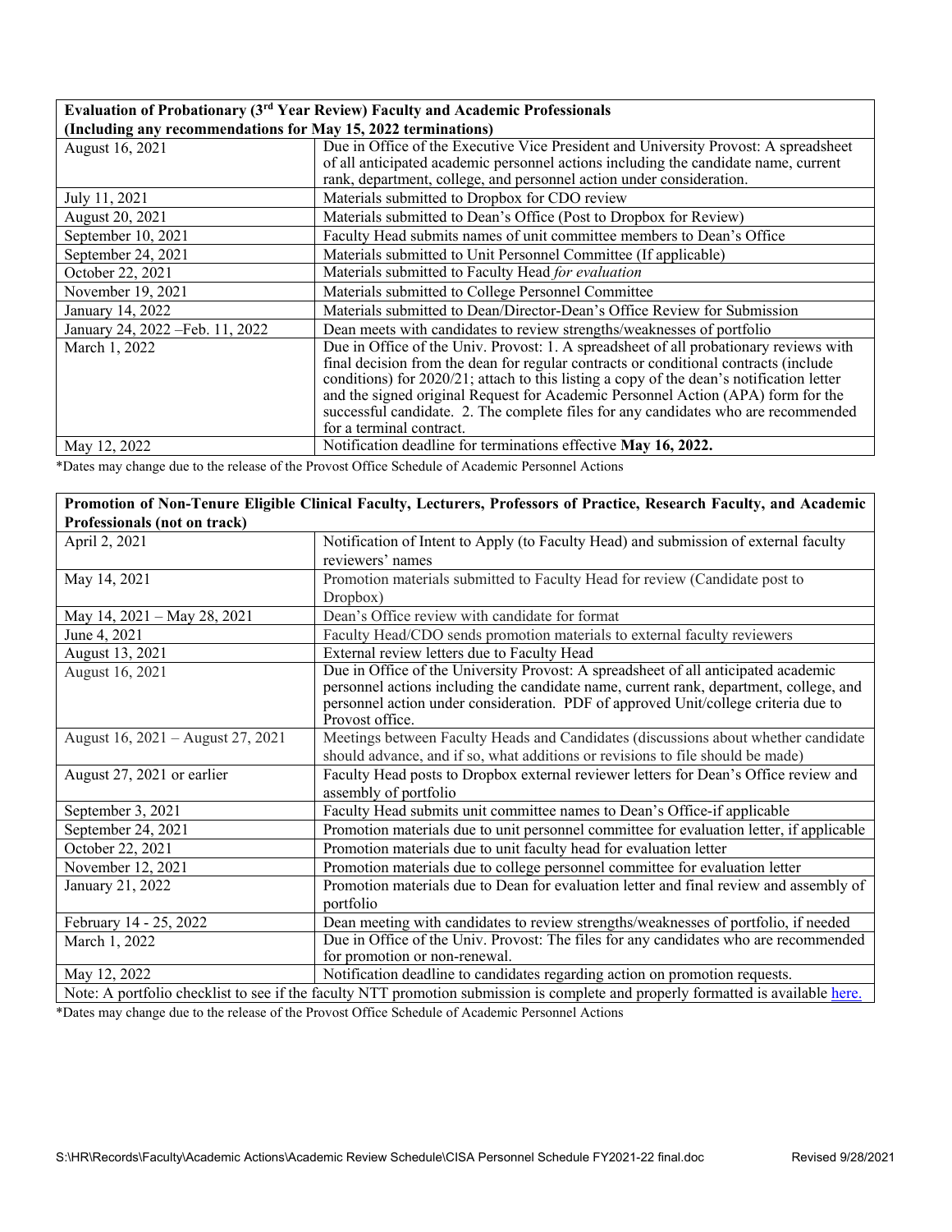| **Evaluation of Probationary (3rd Year Review) Faculty and Academic Professionals (Including any recommendations for May 15, 2022 terminations)** | |
|---|---|
| August 16, 2021 | Due in Office of the Executive Vice President and University Provost: A spreadsheet of all anticipated academic personnel actions including the candidate name, current rank, department, college, and personnel action under consideration. |
| July 11, 2021 | Materials submitted to Dropbox for CDO review |
| August 20, 2021 | Materials submitted to Dean's Office (Post to Dropbox for Review) |
| September 10, 2021 | Faculty Head submits names of unit committee members to Dean's Office |
| September 24, 2021 | Materials submitted to Unit Personnel Committee (If applicable) |
| October 22, 2021 | Materials submitted to Faculty Head *for evaluation* |
| November 19, 2021 | Materials submitted to College Personnel Committee |
| January 14, 2022 | Materials submitted to Dean/Director-Dean's Office Review for Submission |
| January 24, 2022 –Feb. 11, 2022 | Dean meets with candidates to review strengths/weaknesses of portfolio |
| March 1, 2022 | Due in Office of the Univ. Provost: 1. A spreadsheet of all probationary reviews with final decision from the dean for regular contracts or conditional contracts (include conditions) for 2020/21; attach to this listing a copy of the dean's notification letter and the signed original Request for Academic Personnel Action (APA) form for the successful candidate. 2. The complete files for any candidates who are recommended for a terminal contract. |
| May 12, 2022 | Notification deadline for terminations effective **May 16, 2022.** |

*Dates may change due to the release of the Provost Office Schedule of Academic Personnel Actions

| **Promotion of Non-Tenure Eligible Clinical Faculty, Lecturers, Professors of Practice, Research Faculty, and Academic Professionals (not on track)** | |
|---|---|
| April 2, 2021 | Notification of Intent to Apply (to Faculty Head) and submission of external faculty reviewers' names |
| May 14, 2021 | Promotion materials submitted to Faculty Head for review (Candidate post to Dropbox) |
| May 14, 2021 – May 28, 2021 | Dean's Office review with candidate for format |
| June 4, 2021 | Faculty Head/CDO sends promotion materials to external faculty reviewers |
| August 13, 2021 | External review letters due to Faculty Head |
| August 16, 2021 | Due in Office of the University Provost: A spreadsheet of all anticipated academic personnel actions including the candidate name, current rank, department, college, and personnel action under consideration. PDF of approved Unit/college criteria due to Provost office. |
| August 16, 2021 – August 27, 2021 | Meetings between Faculty Heads and Candidates (discussions about whether candidate should advance, and if so, what additions or revisions to file should be made) |
| August 27, 2021 or earlier | Faculty Head posts to Dropbox external reviewer letters for Dean's Office review and assembly of portfolio |
| September 3, 2021 | Faculty Head submits unit committee names to Dean's Office-if applicable |
| September 24, 2021 | Promotion materials due to unit personnel committee for evaluation letter, if applicable |
| October 22, 2021 | Promotion materials due to unit faculty head for evaluation letter |
| November 12, 2021 | Promotion materials due to college personnel committee for evaluation letter |
| January 21, 2022 | Promotion materials due to Dean for evaluation letter and final review and assembly of portfolio |
| February 14 - 25, 2022 | Dean meeting with candidates to review strengths/weaknesses of portfolio, if needed |
| March 1, 2022 | Due in Office of the Univ. Provost: The files for any candidates who are recommended for promotion or non-renewal. |
| May 12, 2022 | Notification deadline to candidates regarding action on promotion requests. |
| Note: A portfolio checklist to see if the faculty NTT promotion submission is complete and properly formatted is available here. | |

*Dates may change due to the release of the Provost Office Schedule of Academic Personnel Actions

S:\HR\Records\Faculty\Academic Actions\Academic Review Schedule\CISA Personnel Schedule FY2021-22 final.doc Revised 9/28/2021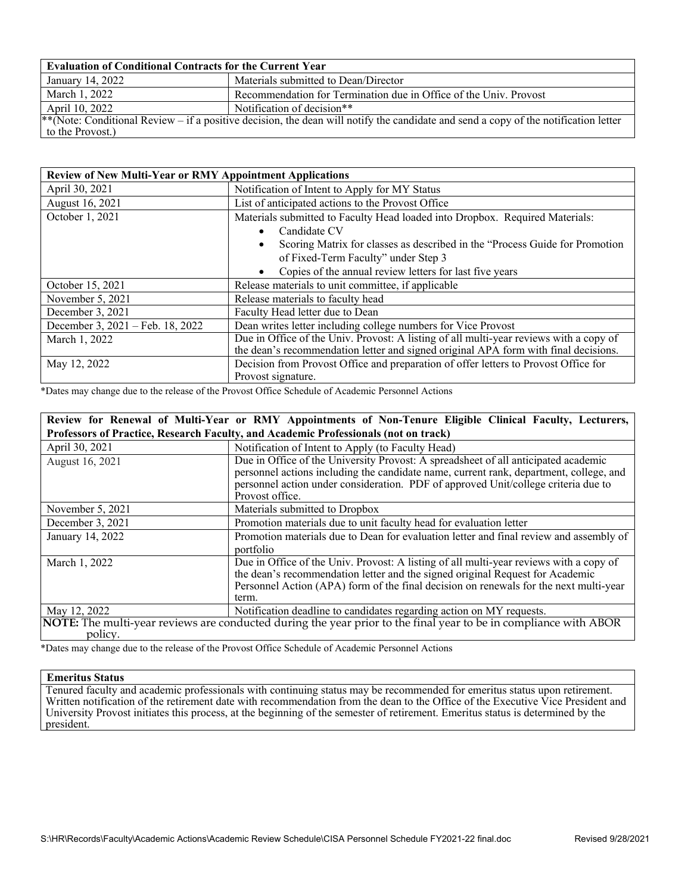| Evaluation of Conditional Contracts for the Current Year | |
|---|---|
| January 14, 2022 | Materials submitted to Dean/Director |
| March 1, 2022 | Recommendation for Termination due in Office of the Univ. Provost |
| April 10, 2022 | Notification of decision** |
| **(Note: Conditional Review – if a positive decision, the dean will notify the candidate and send a copy of the notification letter to the Provost.) | |

| Review of New Multi-Year or RMY Appointment Applications | |
|---|---|
| April 30, 2021 | Notification of Intent to Apply for MY Status |
| August 16, 2021 | List of anticipated actions to the Provost Office |
| October 1, 2021 | Materials submitted to Faculty Head loaded into Dropbox. Required Materials: <br>• Candidate CV <br>• Scoring Matrix for classes as described in the "Process Guide for Promotion of Fixed-Term Faculty" under Step 3 <br>• Copies of the annual review letters for last five years |
| October 15, 2021 | Release materials to unit committee, if applicable |
| November 5, 2021 | Release materials to faculty head |
| December 3, 2021 | Faculty Head letter due to Dean |
| December 3, 2021 – Feb. 18, 2022 | Dean writes letter including college numbers for Vice Provost |
| March 1, 2022 | Due in Office of the Univ. Provost: A listing of all multi-year reviews with a copy of the dean's recommendation letter and signed original APA form with final decisions. |
| May 12, 2022 | Decision from Provost Office and preparation of offer letters to Provost Office for Provost signature. |

*Dates may change due to the release of the Provost Office Schedule of Academic Personnel Actions

| Review for Renewal of Multi-Year or RMY Appointments of Non-Tenure Eligible Clinical Faculty, Lecturers, Professors of Practice, Research Faculty, and Academic Professionals (not on track) | |
|---|---|
| April 30, 2021 | Notification of Intent to Apply (to Faculty Head) |
| August 16, 2021 | Due in Office of the University Provost: A spreadsheet of all anticipated academic personnel actions including the candidate name, current rank, department, college, and personnel action under consideration. PDF of approved Unit/college criteria due to Provost office. |
| November 5, 2021 | Materials submitted to Dropbox |
| December 3, 2021 | Promotion materials due to unit faculty head for evaluation letter |
| January 14, 2022 | Promotion materials due to Dean for evaluation letter and final review and assembly of portfolio |
| March 1, 2022 | Due in Office of the Univ. Provost: A listing of all multi-year reviews with a copy of the dean's recommendation letter and the signed original Request for Academic Personnel Action (APA) form of the final decision on renewals for the next multi-year term. |
| May 12, 2022 | Notification deadline to candidates regarding action on MY requests. |
| **NOTE:** The multi-year reviews are conducted during the year prior to the final year to be in compliance with ABOR policy. | |

*Dates may change due to the release of the Provost Office Schedule of Academic Personnel Actions

| Emeritus Status |
|---|
| Tenured faculty and academic professionals with continuing status may be recommended for emeritus status upon retirement. Written notification of the retirement date with recommendation from the dean to the Office of the Executive Vice President and University Provost initiates this process, at the beginning of the semester of retirement. Emeritus status is determined by the president. |

S:\HR\Records\Faculty\Academic Actions\Academic Review Schedule\CISA Personnel Schedule FY2021-22 final.doc    Revised 9/28/2021